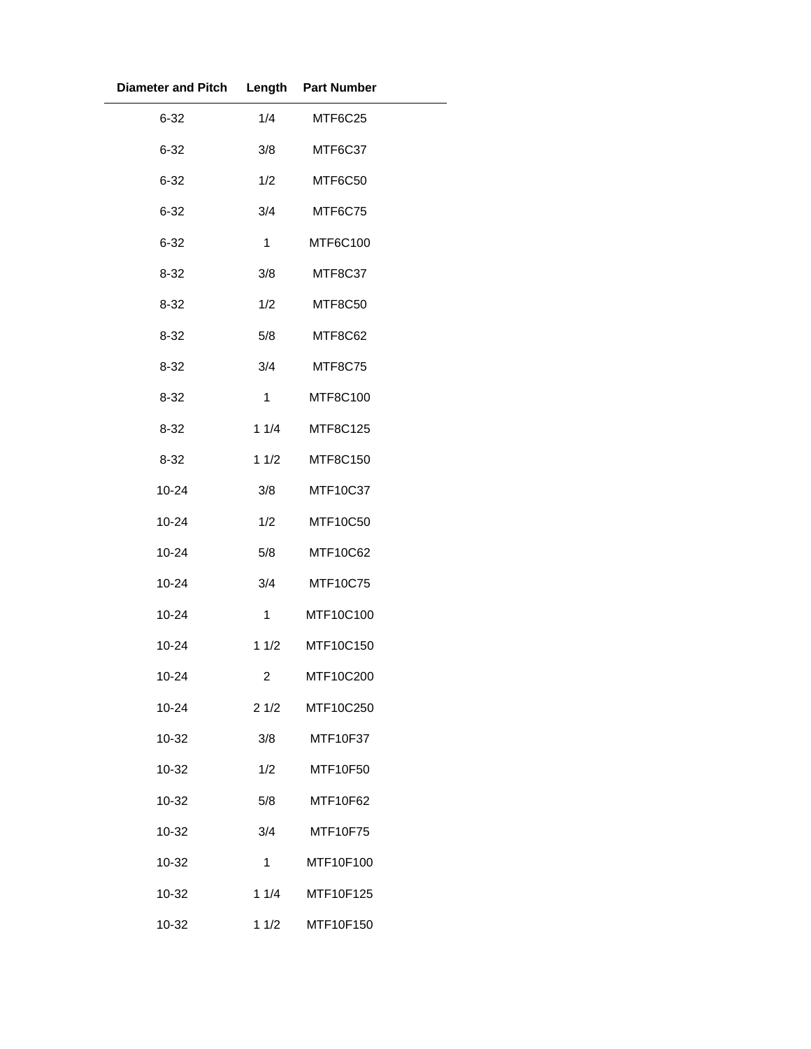| Diameter and Pitch | Length | Part Number |
|---|---|---|
| 6-32 | 1/4 | MTF6C25 |
| 6-32 | 3/8 | MTF6C37 |
| 6-32 | 1/2 | MTF6C50 |
| 6-32 | 3/4 | MTF6C75 |
| 6-32 | 1 | MTF6C100 |
| 8-32 | 3/8 | MTF8C37 |
| 8-32 | 1/2 | MTF8C50 |
| 8-32 | 5/8 | MTF8C62 |
| 8-32 | 3/4 | MTF8C75 |
| 8-32 | 1 | MTF8C100 |
| 8-32 | 1 1/4 | MTF8C125 |
| 8-32 | 1 1/2 | MTF8C150 |
| 10-24 | 3/8 | MTF10C37 |
| 10-24 | 1/2 | MTF10C50 |
| 10-24 | 5/8 | MTF10C62 |
| 10-24 | 3/4 | MTF10C75 |
| 10-24 | 1 | MTF10C100 |
| 10-24 | 1 1/2 | MTF10C150 |
| 10-24 | 2 | MTF10C200 |
| 10-24 | 2 1/2 | MTF10C250 |
| 10-32 | 3/8 | MTF10F37 |
| 10-32 | 1/2 | MTF10F50 |
| 10-32 | 5/8 | MTF10F62 |
| 10-32 | 3/4 | MTF10F75 |
| 10-32 | 1 | MTF10F100 |
| 10-32 | 1 1/4 | MTF10F125 |
| 10-32 | 1 1/2 | MTF10F150 |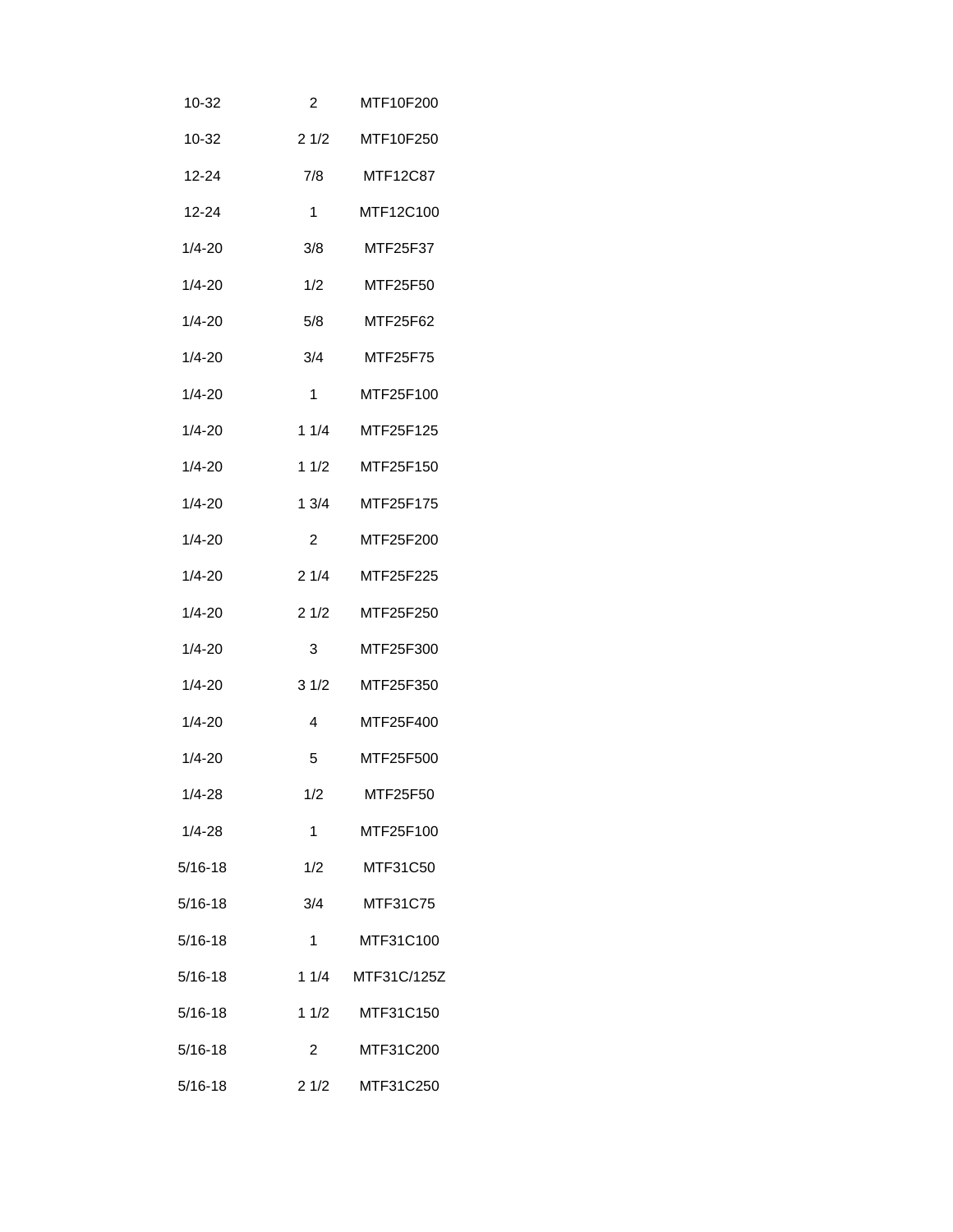| | | |
|---|---|---|
| 10-32 | 2 | MTF10F200 |
| 10-32 | 2 1/2 | MTF10F250 |
| 12-24 | 7/8 | MTF12C87 |
| 12-24 | 1 | MTF12C100 |
| 1/4-20 | 3/8 | MTF25F37 |
| 1/4-20 | 1/2 | MTF25F50 |
| 1/4-20 | 5/8 | MTF25F62 |
| 1/4-20 | 3/4 | MTF25F75 |
| 1/4-20 | 1 | MTF25F100 |
| 1/4-20 | 1 1/4 | MTF25F125 |
| 1/4-20 | 1 1/2 | MTF25F150 |
| 1/4-20 | 1 3/4 | MTF25F175 |
| 1/4-20 | 2 | MTF25F200 |
| 1/4-20 | 2 1/4 | MTF25F225 |
| 1/4-20 | 2 1/2 | MTF25F250 |
| 1/4-20 | 3 | MTF25F300 |
| 1/4-20 | 3 1/2 | MTF25F350 |
| 1/4-20 | 4 | MTF25F400 |
| 1/4-20 | 5 | MTF25F500 |
| 1/4-28 | 1/2 | MTF25F50 |
| 1/4-28 | 1 | MTF25F100 |
| 5/16-18 | 1/2 | MTF31C50 |
| 5/16-18 | 3/4 | MTF31C75 |
| 5/16-18 | 1 | MTF31C100 |
| 5/16-18 | 1 1/4 | MTF31C/125Z |
| 5/16-18 | 1 1/2 | MTF31C150 |
| 5/16-18 | 2 | MTF31C200 |
| 5/16-18 | 2 1/2 | MTF31C250 |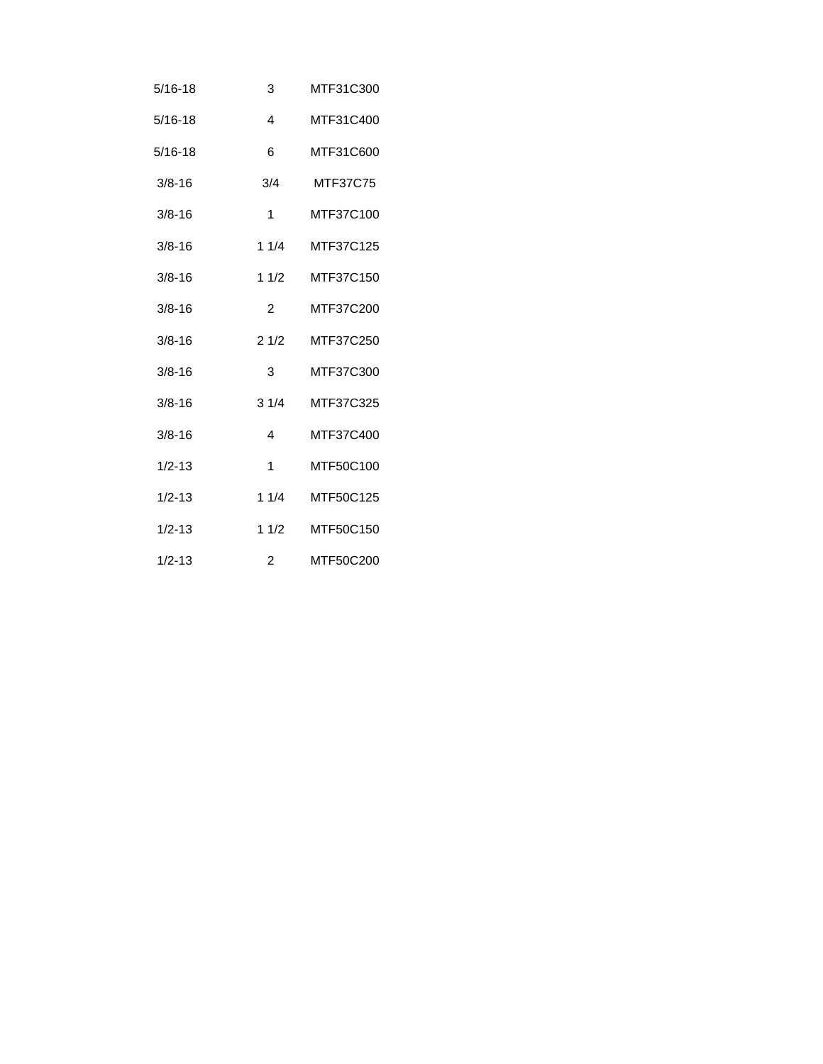| | | |
|---|---|---|
| 5/16-18 | 3 | MTF31C300 |
| 5/16-18 | 4 | MTF31C400 |
| 5/16-18 | 6 | MTF31C600 |
| 3/8-16 | 3/4 | MTF37C75 |
| 3/8-16 | 1 | MTF37C100 |
| 3/8-16 | 1 1/4 | MTF37C125 |
| 3/8-16 | 1 1/2 | MTF37C150 |
| 3/8-16 | 2 | MTF37C200 |
| 3/8-16 | 2 1/2 | MTF37C250 |
| 3/8-16 | 3 | MTF37C300 |
| 3/8-16 | 3 1/4 | MTF37C325 |
| 3/8-16 | 4 | MTF37C400 |
| 1/2-13 | 1 | MTF50C100 |
| 1/2-13 | 1 1/4 | MTF50C125 |
| 1/2-13 | 1 1/2 | MTF50C150 |
| 1/2-13 | 2 | MTF50C200 |